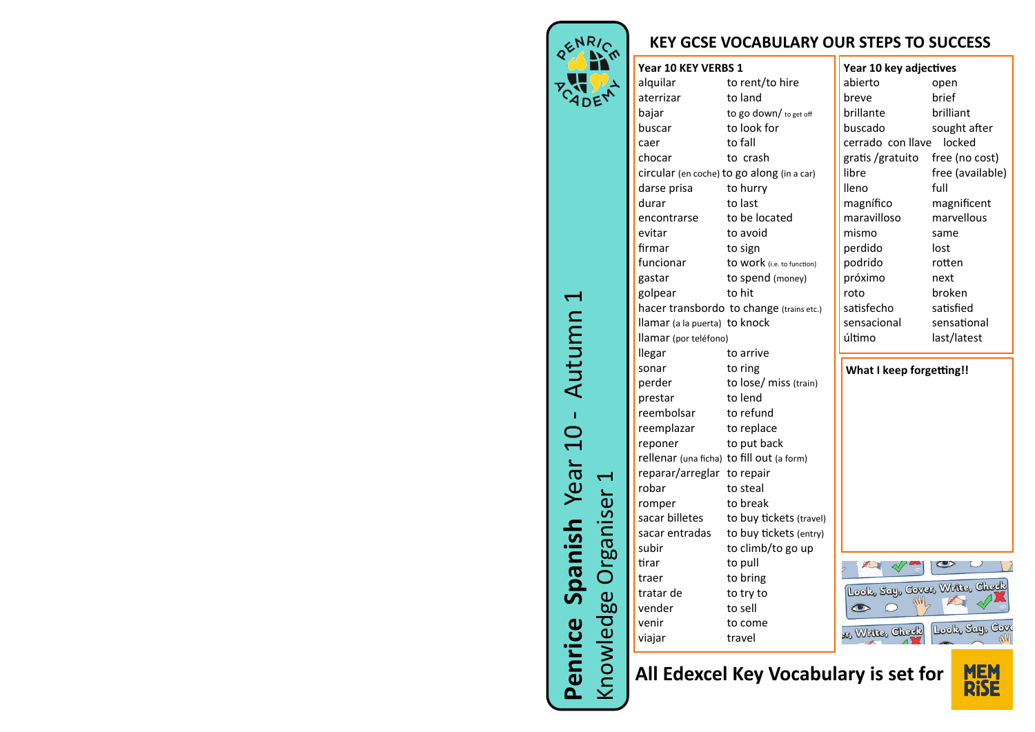**Penrice Spanish** Year 10 - Autumn 1

Knowledge Organiser 1

## KEY GCSE VOCABULARY OUR STEPS TO SUCCESS

### Year 10 KEY VERBS 1

| | |
|---|---|
| alquilar | to rent/to hire |
| aterrizar | to land |
| bajar | to go down/ to get off |
| buscar | to look for |
| caer | to fall |
| chocar | to crash |
| circular (en coche) | to go along (in a car) |
| darse prisa | to hurry |
| durar | to last |
| encontrarse | to be located |
| evitar | to avoid |
| firmar | to sign |
| funcionar | to work (i.e. to function) |
| gastar | to spend (money) |
| golpear | to hit |
| hacer transbordo | to change (trains etc.) |
| llamar (a la puerta) | to knock |
| llamar (por teléfono) | |
| llegar | to arrive |
| sonar | to ring |
| perder | to lose/ miss (train) |
| prestar | to lend |
| reembolsar | to refund |
| reemplazar | to replace |
| reponer | to put back |
| rellenar (una ficha) | to fill out (a form) |
| reparar/arreglar | to repair |
| robar | to steal |
| romper | to break |
| sacar billetes | to buy tickets (travel) |
| sacar entradas | to buy tickets (entry) |
| subir | to climb/to go up |
| tirar | to pull |
| traer | to bring |
| tratar de | to try to |
| vender | to sell |
| venir | to come |
| viajar | travel |

### Year 10 key adjectives

| | |
|---|---|
| abierto | open |
| breve | brief |
| brillante | brilliant |
| buscado | sought after |
| cerrado con llave | locked |
| gratis /gratuito | free (no cost) |
| libre | free (available) |
| lleno | full |
| magnífico | magnificent |
| maravilloso | marvellous |
| mismo | same |
| perdido | lost |
| podrido | rotten |
| próximo | next |
| roto | broken |
| satisfecho | satisfied |
| sensacional | sensational |
| último | last/latest |

### What I keep forgetting!!

Look, Say, Cover, Write, Check

**All Edexcel Key Vocabulary is set for** MEMRISE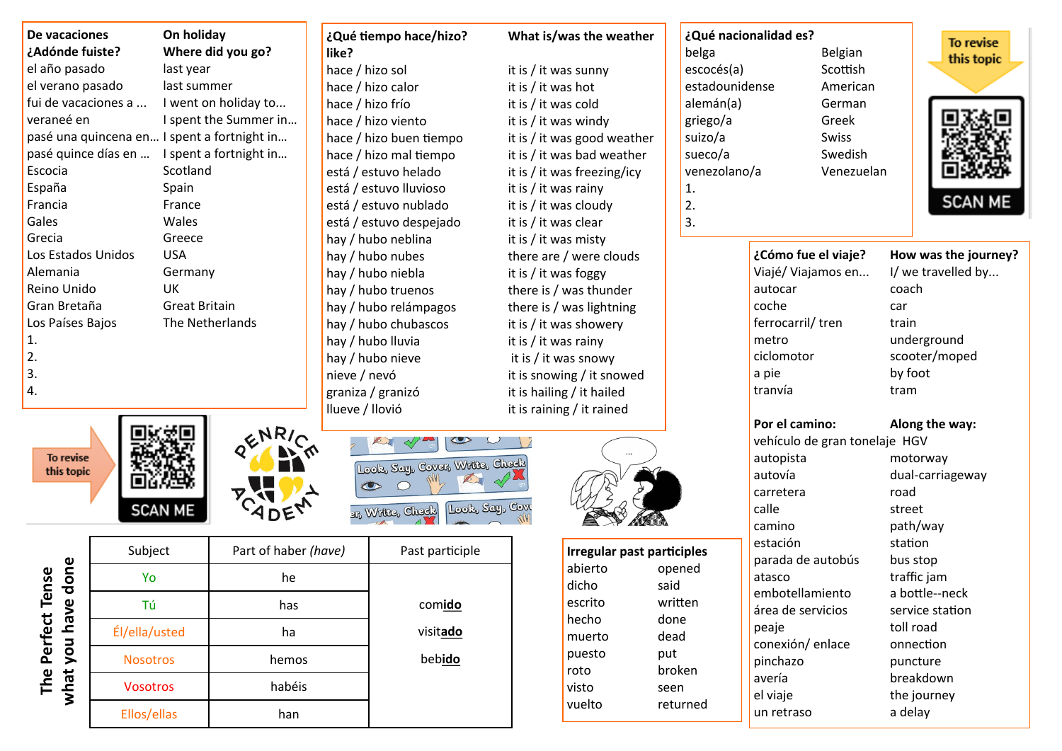| De vacaciones | On holiday |
| --- | --- |
| **¿Adónde fuiste?** | **Where did you go?** |
| el año pasado | last year |
| el verano pasado | last summer |
| fui de vacaciones a ... | I went on holiday to... |
| veraneé en | I spent the Summer in... |
| pasé una quincena en... | I spent a fortnight in... |
| pasé quince días en ... | I spent a fortnight in... |
| Escocia | Scotland |
| España | Spain |
| Francia | France |
| Gales | Wales |
| Grecia | Greece |
| Los Estados Unidos | USA |
| Alemania | Germany |
| Reino Unido | UK |
| Gran Bretaña | Great Britain |
| Los Países Bajos | The Netherlands |

1.
2.
3.
4.

| ¿Qué tiempo hace/hizo? | What is/was the weather like? |
| --- | --- |
| hace / hizo sol | it is / it was sunny |
| hace / hizo calor | it is / it was hot |
| hace / hizo frío | it is / it was cold |
| hace / hizo viento | it is / it was windy |
| hace / hizo buen tiempo | it is / it was good weather |
| hace / hizo mal tiempo | it is / it was bad weather |
| está / estuvo helado | it is / it was freezing/icy |
| está / estuvo lluvioso | it is / it was rainy |
| está / estuvo nublado | it is / it was cloudy |
| está / estuvo despejado | it is / it was clear |
| hay / hubo neblina | it is / it was misty |
| hay / hubo nubes | there are / were clouds |
| hay / hubo niebla | it is / it was foggy |
| hay / hubo truenos | there is / was thunder |
| hay / hubo relámpagos | there is / was lightning |
| hay / hubo chubascos | it is / it was showery |
| hay / hubo lluvia | it is / it was rainy |
| hay / hubo nieve | it is / it was snowy |
| nieve / nevó | it is snowing / it snowed |
| graniza / granizó | it is hailing / it hailed |
| llueve / llovió | it is raining / it rained |

| ¿Qué nacionalidad es? | |
| --- | --- |
| belga | Belgian |
| escocés(a) | Scottish |
| estadounidense | American |
| alemán(a) | German |
| griego/a | Greek |
| suizo/a | Swiss |
| sueco/a | Swedish |
| venezolano/a | Venezuelan |

1.
2.
3.

To revise this topic — SCAN ME

| ¿Cómo fue el viaje? | How was the journey? |
| --- | --- |
| Viajé/ Viajamos en... | I/ we travelled by... |
| autocar | coach |
| coche | car |
| ferrocarril/ tren | train |
| metro | underground |
| ciclomotor | scooter/moped |
| a pie | by foot |
| tranvía | tram |

| Por el camino: | Along the way: |
| --- | --- |
| vehículo de gran tonelaje | HGV |
| autopista | motorway |
| autovía | dual-carriageway |
| carretera | road |
| calle | street |
| camino | path/way |
| estación | station |
| parada de autobús | bus stop |
| atasco | traffic jam |
| embotellamiento | a bottle--neck |
| área de servicios | service station |
| peaje | toll road |
| conexión/ enlace | onnection |
| pinchazo | puncture |
| avería | breakdown |
| el viaje | the journey |
| un retraso | a delay |

To revise this topic — SCAN ME

Penrice Academy

Look, Say, Cover, Write, Check

## The Perfect Tense – what you have done

| Subject | Part of haber *(have)* | Past participle |
| --- | --- | --- |
| Yo | he | |
| Tú | has | comi**do** |
| Él/ella/usted | ha | visita**do** |
| Nosotros | hemos | bebi**do** |
| Vosotros | habéis | |
| Ellos/ellas | han | |

| Irregular past participles | |
| --- | --- |
| abierto | opened |
| dicho | said |
| escrito | written |
| hecho | done |
| muerto | dead |
| puesto | put |
| roto | broken |
| visto | seen |
| vuelto | returned |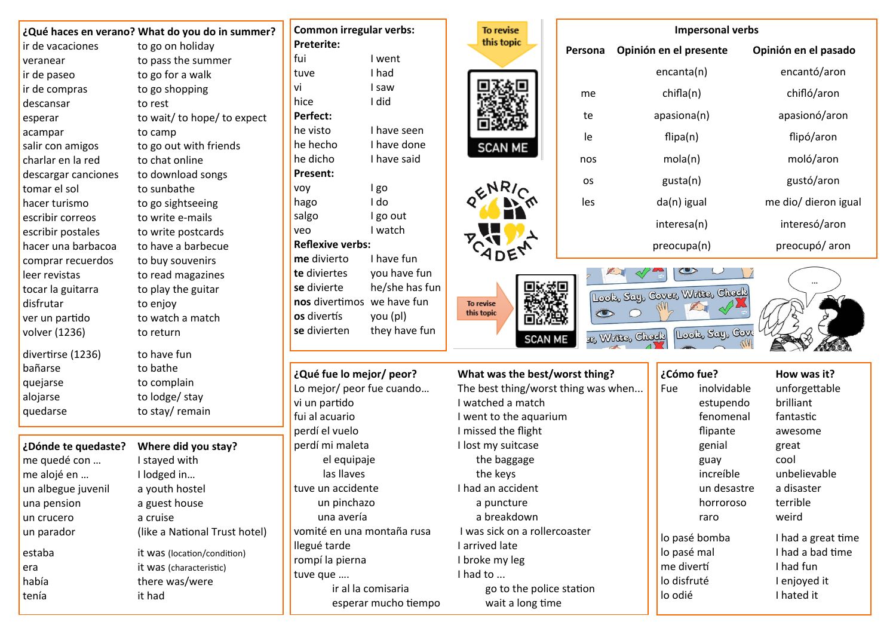## ¿Qué haces en verano? What do you do in summer?

| ¿Qué haces en verano? | What do you do in summer? |
|---|---|
| ir de vacaciones | to go on holiday |
| veranear | to pass the summer |
| ir de paseo | to go for a walk |
| ir de compras | to go shopping |
| descansar | to rest |
| esperar | to wait/ to hope/ to expect |
| acampar | to camp |
| salir con amigos | to go out with friends |
| charlar en la red | to chat online |
| descargar canciones | to download songs |
| tomar el sol | to sunbathe |
| hacer turismo | to go sightseeing |
| escribir correos | to write e-mails |
| escribir postales | to write postcards |
| hacer una barbacoa | to have a barbecue |
| comprar recuerdos | to buy souvenirs |
| leer revistas | to read magazines |
| tocar la guitarra | to play the guitar |
| disfrutar | to enjoy |
| ver un partido | to watch a match |
| volver (1236) | to return |
| divertirse (1236) | to have fun |
| bañarse | to bathe |
| quejarse | to complain |
| alojarse | to lodge/ stay |
| quedarse | to stay/ remain |

## ¿Dónde te quedaste? Where did you stay?

| ¿Dónde te quedaste? | Where did you stay? |
|---|---|
| me quedé con … | I stayed with |
| me alojé en … | I lodged in… |
| un albegue juvenil | a youth hostel |
| una pension | a guest house |
| un crucero | a cruise |
| un parador | (like a National Trust hotel) |
| estaba | it was (location/condition) |
| era | it was (characteristic) |
| había | there was/were |
| tenía | it had |

## Common irregular verbs:

**Preterite:**

| | |
|---|---|
| fui | I went |
| tuve | I had |
| vi | I saw |
| hice | I did |

**Perfect:**

| | |
|---|---|
| he visto | I have seen |
| he hecho | I have done |
| he dicho | I have said |

**Present:**

| | |
|---|---|
| voy | I go |
| hago | I do |
| salgo | I go out |
| veo | I watch |

**Reflexive verbs:**

| | |
|---|---|
| **me** divierto | I have fun |
| **te** diviertes | you have fun |
| **se** divierte | he/she has fun |
| **nos** divertimos | we have fun |
| **os** divertís | you (pl) |
| **se** divierten | they have fun |

To revise this topic — SCAN ME

ENRICO ACADEMY

To revise this topic — SCAN ME

Look, Say, Cover, Write, Check

## Impersonal verbs

| Persona | Opinión en el presente | Opinión en el pasado |
|---|---|---|
| | encanta(n) | encantó/aron |
| me | chifla(n) | chifló/aron |
| te | apasiona(n) | apasionó/aron |
| le | flipa(n) | flipó/aron |
| nos | mola(n) | moló/aron |
| os | gusta(n) | gustó/aron |
| les | da(n) igual | me dio/ dieron igual |
| | interesa(n) | interesó/aron |
| | preocupa(n) | preocupó/ aron |

## ¿Qué fue lo mejor/ peor? What was the best/worst thing?

| ¿Qué fue lo mejor/ peor? | What was the best/worst thing? |
|---|---|
| Lo mejor/ peor fue cuando… | The best thing/worst thing was when... |
| vi un partido | I watched a match |
| fui al acuario | I went to the aquarium |
| perdí el vuelo | I missed the flight |
| perdí mi maleta | I lost my suitcase |
| el equipaje | the baggage |
| las llaves | the keys |
| tuve un accidente | I had an accident |
| un pinchazo | a puncture |
| una avería | a breakdown |
| vomité en una montaña rusa | I was sick on a rollercoaster |
| llegué tarde | I arrived late |
| rompí la pierna | I broke my leg |
| tuve que …. | I had to ... |
| ir al la comisaria | go to the police station |
| esperar mucho tiempo | wait a long time |

## ¿Cómo fue? How was it?

| ¿Cómo fue? | How was it? |
|---|---|
| Fue inolvidable | unforgettable |
| estupendo | brilliant |
| fenomenal | fantastic |
| flipante | awesome |
| genial | great |
| guay | cool |
| increíble | unbelievable |
| un desastre | a disaster |
| horroroso | terrible |
| raro | weird |
| lo pasé bomba | I had a great time |
| lo pasé mal | I had a bad time |
| me divertí | I had fun |
| lo disfruté | I enjoyed it |
| lo odié | I hated it |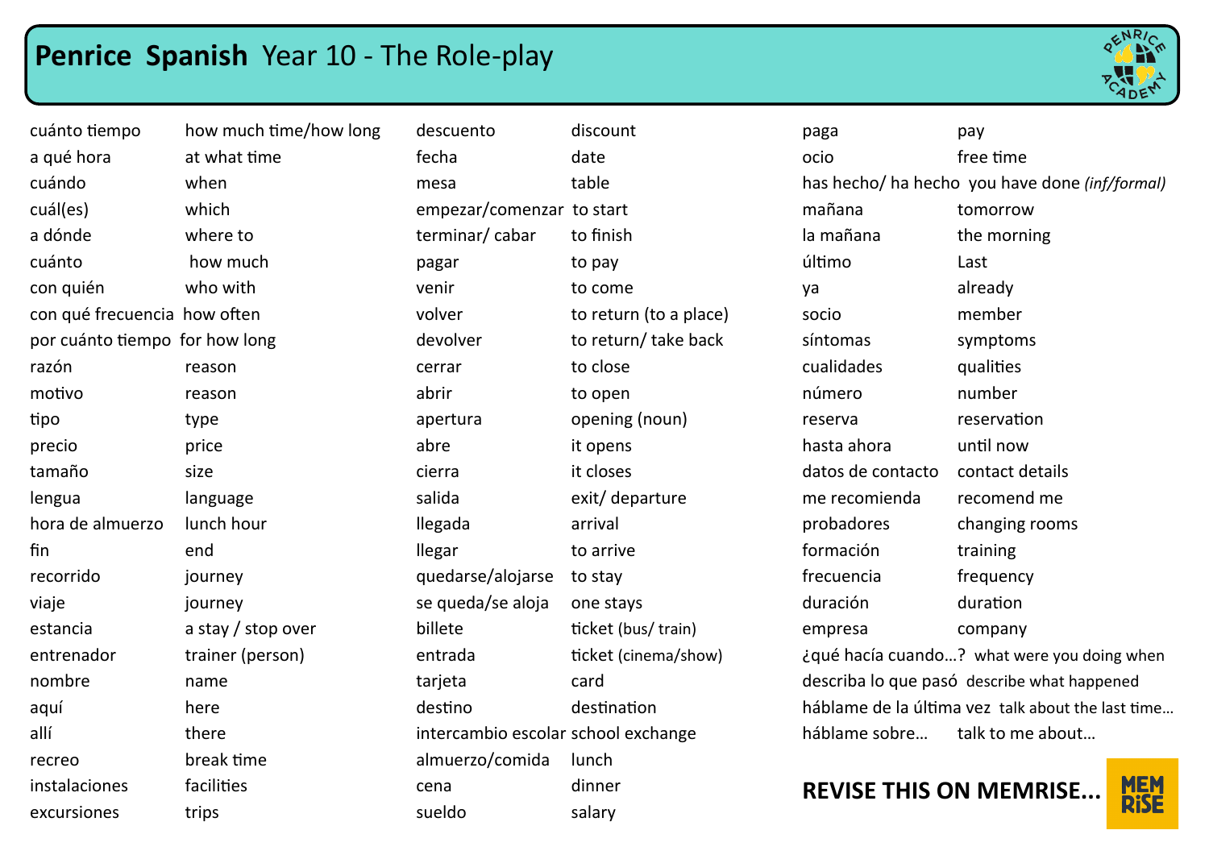# **Penrice Spanish** Year 10 - The Role-play

| | |
|---|---|
| cuánto tiempo | how much time/how long |
| a qué hora | at what time |
| cuándo | when |
| cuál(es) | which |
| a dónde | where to |
| cuánto | how much |
| con quién | who with |
| con qué frecuencia | how often |
| por cuánto tiempo | for how long |
| razón | reason |
| motivo | reason |
| tipo | type |
| precio | price |
| tamaño | size |
| lengua | language |
| hora de almuerzo | lunch hour |
| fin | end |
| recorrido | journey |
| viaje | journey |
| estancia | a stay / stop over |
| entrenador | trainer (person) |
| nombre | name |
| aquí | here |
| allí | there |
| recreo | break time |
| instalaciones | facilities |
| excursiones | trips |

| | |
|---|---|
| descuento | discount |
| fecha | date |
| mesa | table |
| empezar/comenzar | to start |
| terminar/ cabar | to finish |
| pagar | to pay |
| venir | to come |
| volver | to return (to a place) |
| devolver | to return/ take back |
| cerrar | to close |
| abrir | to open |
| apertura | opening (noun) |
| abre | it opens |
| cierra | it closes |
| salida | exit/ departure |
| llegada | arrival |
| llegar | to arrive |
| quedarse/alojarse | to stay |
| se queda/se aloja | one stays |
| billete | ticket (bus/ train) |
| entrada | ticket (cinema/show) |
| tarjeta | card |
| destino | destination |
| intercambio escolar | school exchange |
| almuerzo/comida | lunch |
| cena | dinner |
| sueldo | salary |

| | |
|---|---|
| paga | pay |
| ocio | free time |
| has hecho/ ha hecho | you have done *(inf/formal)* |
| mañana | tomorrow |
| la mañana | the morning |
| último | Last |
| ya | already |
| socio | member |
| síntomas | symptoms |
| cualidades | qualities |
| número | number |
| reserva | reservation |
| hasta ahora | until now |
| datos de contacto | contact details |
| me recomienda | recomend me |
| probadores | changing rooms |
| formación | training |
| frecuencia | frequency |
| duración | duration |
| empresa | company |
| ¿qué hacía cuando…? | what were you doing when |
| describa lo que pasó | describe what happened |
| háblame de la última vez | talk about the last time… |
| háblame sobre… | talk to me about… |

**REVISE THIS ON MEMRISE...**